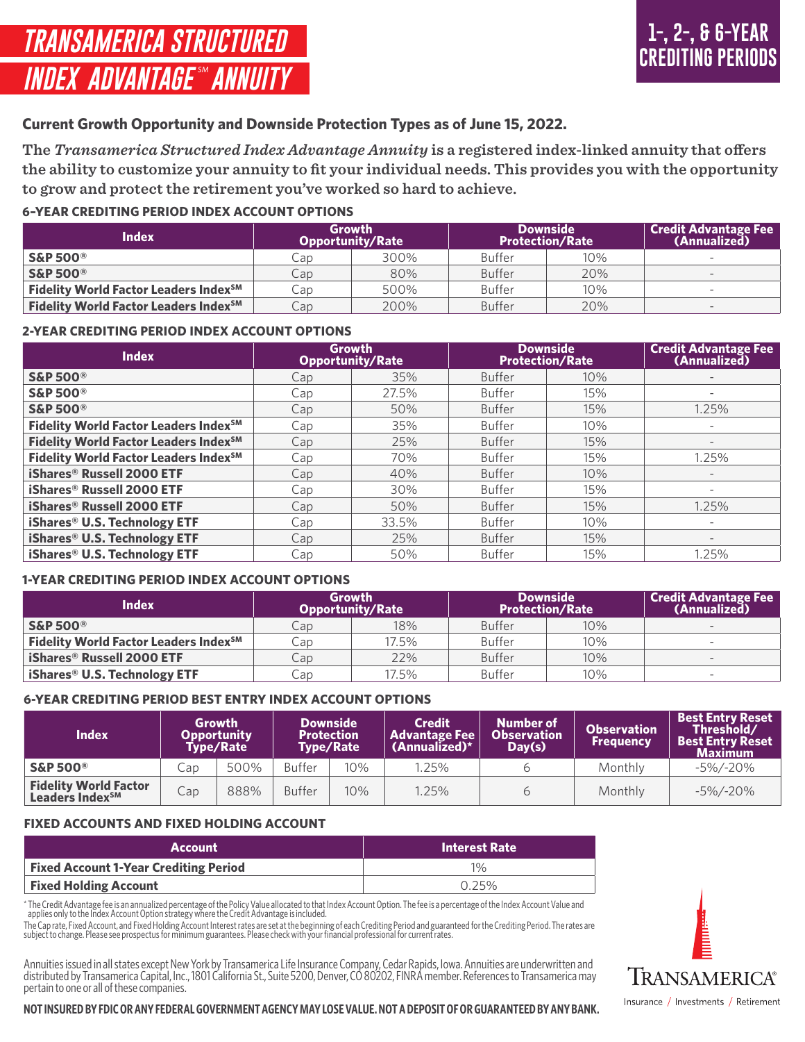# TRANSAMERICA STRUCTURED INDEX ADVANTAGE℠ ANNUITY

## 1-, 2-, & 6-YEAR CREDITING PERIODS

**Current Growth Opportunity and Downside Protection Types as of June 15, 2022.**

**The *Transamerica Structured Index Advantage Annuity* is a registered index-linked annuity that offers the ability to customize your annuity to fit your individual needs. This provides you with the opportunity to grow and protect the retirement you've worked so hard to achieve.**

### 6-YEAR CREDITING PERIOD INDEX ACCOUNT OPTIONS

| Index | Growth Opportunity/Rate | | Downside Protection/Rate | | Credit Advantage Fee (Annualized) |
|---|---|---|---|---|---|
| **S&P 500®** | Cap | 300% | Buffer | 10% | - |
| **S&P 500®** | Cap | 80% | Buffer | 20% | - |
| **Fidelity World Factor Leaders Index℠** | Cap | 500% | Buffer | 10% | - |
| **Fidelity World Factor Leaders Index℠** | Cap | 200% | Buffer | 20% | - |

### 2-YEAR CREDITING PERIOD INDEX ACCOUNT OPTIONS

| Index | Growth Opportunity/Rate | | Downside Protection/Rate | | Credit Advantage Fee (Annualized) |
|---|---|---|---|---|---|
| **S&P 500®** | Cap | 35% | Buffer | 10% | - |
| **S&P 500®** | Cap | 27.5% | Buffer | 15% | - |
| **S&P 500®** | Cap | 50% | Buffer | 15% | 1.25% |
| **Fidelity World Factor Leaders Index℠** | Cap | 35% | Buffer | 10% | - |
| **Fidelity World Factor Leaders Index℠** | Cap | 25% | Buffer | 15% | - |
| **Fidelity World Factor Leaders Index℠** | Cap | 70% | Buffer | 15% | 1.25% |
| **iShares® Russell 2000 ETF** | Cap | 40% | Buffer | 10% | - |
| **iShares® Russell 2000 ETF** | Cap | 30% | Buffer | 15% | - |
| **iShares® Russell 2000 ETF** | Cap | 50% | Buffer | 15% | 1.25% |
| **iShares® U.S. Technology ETF** | Cap | 33.5% | Buffer | 10% | - |
| **iShares® U.S. Technology ETF** | Cap | 25% | Buffer | 15% | - |
| **iShares® U.S. Technology ETF** | Cap | 50% | Buffer | 15% | 1.25% |

### 1-YEAR CREDITING PERIOD INDEX ACCOUNT OPTIONS

| Index | Growth Opportunity/Rate | | Downside Protection/Rate | | Credit Advantage Fee (Annualized) |
|---|---|---|---|---|---|
| **S&P 500®** | Cap | 18% | Buffer | 10% | - |
| **Fidelity World Factor Leaders Index℠** | Cap | 17.5% | Buffer | 10% | - |
| **iShares® Russell 2000 ETF** | Cap | 22% | Buffer | 10% | - |
| **iShares® U.S. Technology ETF** | Cap | 17.5% | Buffer | 10% | - |

### 6-YEAR CREDITING PERIOD BEST ENTRY INDEX ACCOUNT OPTIONS

| Index | Growth Opportunity Type/Rate | | Downside Protection Type/Rate | | Credit Advantage Fee (Annualized)* | Number of Observation Day(s) | Observation Frequency | Best Entry Reset Threshold/ Best Entry Reset Maximum |
|---|---|---|---|---|---|---|---|---|
| **S&P 500®** | Cap | 500% | Buffer | 10% | 1.25% | 6 | Monthly | -5%/-20% |
| **Fidelity World Factor Leaders Index℠** | Cap | 888% | Buffer | 10% | 1.25% | 6 | Monthly | -5%/-20% |

### FIXED ACCOUNTS AND FIXED HOLDING ACCOUNT

| Account | Interest Rate |
|---|---|
| **Fixed Account 1-Year Crediting Period** | 1% |
| **Fixed Holding Account** | 0.25% |

* The Credit Advantage fee is an annualized percentage of the Policy Value allocated to that Index Account Option. The fee is a percentage of the Index Account Value and applies only to the Index Account Option strategy where the Credit Advantage is included.

The Cap rate, Fixed Account, and Fixed Holding Account Interest rates are set at the beginning of each Crediting Period and guaranteed for the Crediting Period. The rates are subject to change. Please see prospectus for minimum guarantees. Please check with your financial professional for current rates.

Annuities issued in all states except New York by Transamerica Life Insurance Company, Cedar Rapids, Iowa. Annuities are underwritten and distributed by Transamerica Capital, Inc., 1801 California St., Suite 5200, Denver, CO 80202, FINRA member. References to Transamerica may pertain to one or all of these companies.

**NOT INSURED BY FDIC OR ANY FEDERAL GOVERNMENT AGENCY MAY LOSE VALUE. NOT A DEPOSIT OF OR GUARANTEED BY ANY BANK.**

TRANSAMERICA®

Insurance / Investments / Retirement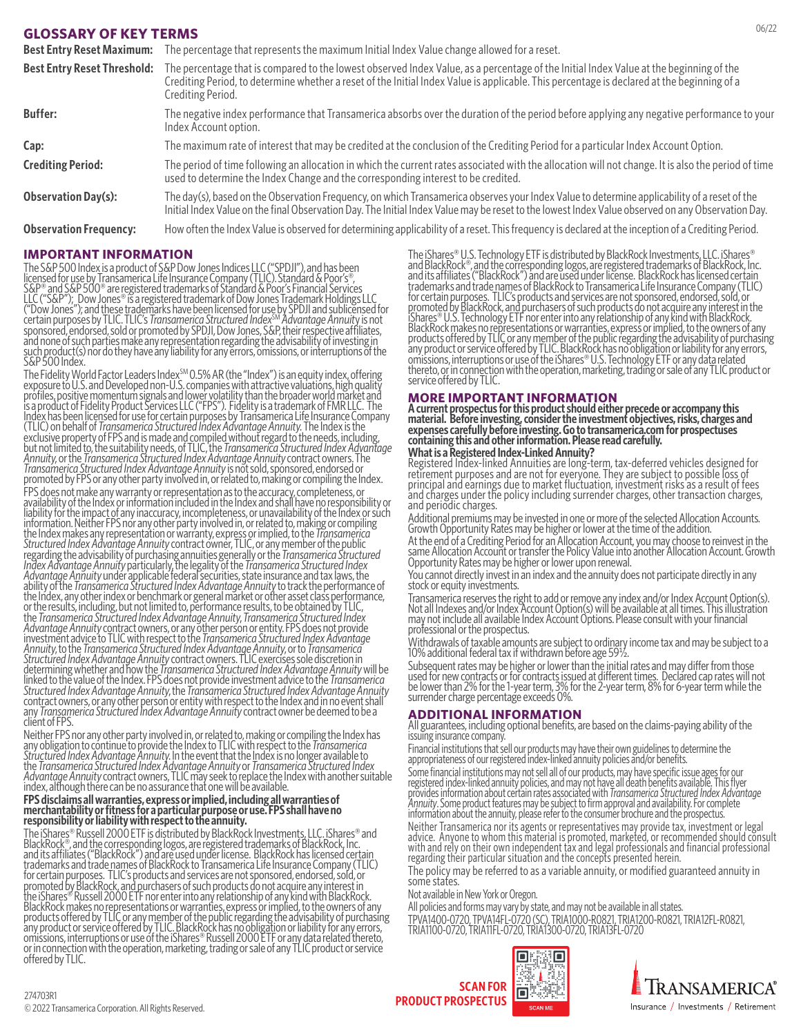## GLOSSARY OF KEY TERMS

06/22

| | |
|---|---|
| **Best Entry Reset Maximum:** | The percentage that represents the maximum Initial Index Value change allowed for a reset. |
| **Best Entry Reset Threshold:** | The percentage that is compared to the lowest observed Index Value, as a percentage of the Initial Index Value at the beginning of the Crediting Period, to determine whether a reset of the Initial Index Value is applicable. This percentage is declared at the beginning of a Crediting Period. |
| **Buffer:** | The negative index performance that Transamerica absorbs over the duration of the period before applying any negative performance to your Index Account option. |
| **Cap:** | The maximum rate of interest that may be credited at the conclusion of the Crediting Period for a particular Index Account Option. |
| **Crediting Period:** | The period of time following an allocation in which the current rates associated with the allocation will not change. It is also the period of time used to determine the Index Change and the corresponding interest to be credited. |
| **Observation Day(s):** | The day(s), based on the Observation Frequency, on which Transamerica observes your Index Value to determine applicability of a reset of the Initial Index Value on the final Observation Day. The Initial Index Value may be reset to the lowest Index Value observed on any Observation Day. |
| **Observation Frequency:** | How often the Index Value is observed for determining applicability of a reset. This frequency is declared at the inception of a Crediting Period. |

## IMPORTANT INFORMATION

The S&P 500 Index is a product of S&P Dow Jones Indices LLC ("SPDJI"), and has been licensed for use by Transamerica Life Insurance Company (TLIC). Standard & Poor's®, S&P® and S&P 500® are registered trademarks of Standard & Poor's Financial Services LLC ("S&P"); Dow Jones® is a registered trademark of Dow Jones Trademark Holdings LLC ("Dow Jones"); and these trademarks have been licensed for use by SPDJI and sublicensed for certain purposes by TLIC. TLIC's *Transamerica Structured Index℠ Advantage Annuity* is not sponsored, endorsed, sold or promoted by SPDJI, Dow Jones, S&P, their respective affiliates, and none of such parties make any representation regarding the advisability of investing in such product(s) nor do they have any liability for any errors, omissions, or interruptions of the S&P 500 Index.

The Fidelity World Factor Leaders Index℠ 0.5% AR (the "Index") is an equity index, offering exposure to U.S. and Developed non-U.S. companies with attractive valuations, high quality profiles, positive momentum signals and lower volatility than the broader world market and is a product of Fidelity Product Services LLC ("FPS"). Fidelity is a trademark of FMR LLC. The Index has been licensed for use for certain purposes by Transamerica Life Insurance Company (TLIC) on behalf of *Transamerica Structured Index Advantage Annuity*. The Index is the exclusive property of FPS and is made and compiled without regard to the needs, including, but not limited to, the suitability needs, of TLIC, the *Transamerica Structured Index Advantage Annuity*, or the *Transamerica Structured Index Advantage Annuity* contract owners. The *Transamerica Structured Index Advantage Annuity* is not sold, sponsored, endorsed or promoted by FPS or any other party involved in, or related to, making or compiling the Index.

FPS does not make any warranty or representation as to the accuracy, completeness, or availability of the Index or information included in the Index and shall have no responsibility or liability for the impact of any inaccuracy, incompleteness, or unavailability of the Index or such information. Neither FPS nor any other party involved in, or related to, making or compiling the Index makes any representation or warranty, express or implied, to the *Transamerica Structured Index Advantage Annuity* contract owner, TLIC, or any member of the public regarding the advisability of purchasing annuities generally or the *Transamerica Structured Index Advantage Annuity* particularly, the legality of the *Transamerica Structured Index Advantage Annuity* under applicable federal securities, state insurance and tax laws, the ability of the *Transamerica Structured Index Advantage Annuity* to track the performance of the Index, any other index or benchmark or general market or other asset class performance, or the results, including, but not limited to, performance results, to be obtained by TLIC, the *Transamerica Structured Index Advantage Annuity*, *Transamerica Structured Index Advantage Annuity* contract owners, or any other person or entity. FPS does not provide investment advice to TLIC with respect to the *Transamerica Structured Index Advantage Annuity*, to the *Transamerica Structured Index Advantage Annuity*, or to *Transamerica Structured Index Advantage Annuity* contract owners. TLIC exercises sole discretion in determining whether and how the *Transamerica Structured Index Advantage Annuity* will be linked to the value of the Index. FPS does not provide investment advice to the *Transamerica Structured Index Advantage Annuity*, the *Transamerica Structured Index Advantage Annuity* contract owners, or any other person or entity with respect to the Index and in no event shall any *Transamerica Structured Index Advantage Annuity* contract owner be deemed to be a client of FPS.

Neither FPS nor any other party involved in, or related to, making or compiling the Index has any obligation to continue to provide the Index to TLIC with respect to the *Transamerica Structured Index Advantage Annuity*. In the event that the Index is no longer available to the *Transamerica Structured Index Advantage Annuity* or *Transamerica Structured Index Advantage Annuity* contract owners, TLIC may seek to replace the Index with another suitable index, although there can be no assurance that one will be available.

**FPS disclaims all warranties, express or implied, including all warranties of merchantability or fitness for a particular purpose or use. FPS shall have no responsibility or liability with respect to the annuity.**

The iShares® Russell 2000 ETF is distributed by BlackRock Investments, LLC. iShares® and BlackRock®, and the corresponding logos, are registered trademarks of BlackRock, Inc. and its affiliates ("BlackRock") and are used under license. BlackRock has licensed certain trademarks and trade names of BlackRock to Transamerica Life Insurance Company (TLIC) for certain purposes. TLIC's products and services are not sponsored, endorsed, sold, or promoted by BlackRock, and purchasers of such products do not acquire any interest in the iShares® Russell 2000 ETF nor enter into any relationship of any kind with BlackRock. BlackRock makes no representations or warranties, express or implied, to the owners of any products offered by TLIC or any member of the public regarding the advisability of purchasing any product or service offered by TLIC. BlackRock has no obligation or liability for any errors, omissions, interruptions or use of the iShares® Russell 2000 ETF or any data related thereto, or in connection with the operation, marketing, trading or sale of any TLIC product or service offered by TLIC.

The iShares® U.S. Technology ETF is distributed by BlackRock Investments, LLC. iShares® and BlackRock®, and the corresponding logos, are registered trademarks of BlackRock, Inc. and its affiliates ("BlackRock") and are used under license. BlackRock has licensed certain trademarks and trade names of BlackRock to Transamerica Life Insurance Company (TLIC) for certain purposes. TLIC's products and services are not sponsored, endorsed, sold, or promoted by BlackRock, and purchasers of such products do not acquire any interest in the iShares® U.S. Technology ETF nor enter into any relationship of any kind with BlackRock. BlackRock makes no representations or warranties, express or implied, to the owners of any products offered by TLIC or any member of the public regarding the advisability of purchasing any product or service offered by TLIC. BlackRock has no obligation or liability for any errors, omissions, interruptions or use of the iShares® U.S. Technology ETF or any data related thereto, or in connection with the operation, marketing, trading or sale of any TLIC product or service offered by TLIC.

## MORE IMPORTANT INFORMATION

**A current prospectus for this product should either precede or accompany this material. Before investing, consider the investment objectives, risks, charges and expenses carefully before investing. Go to transamerica.com for prospectuses containing this and other information. Please read carefully.**

**What is a Registered Index-Linked Annuity?**

Registered Index-linked Annuities are long-term, tax-deferred vehicles designed for retirement purposes and are not for everyone. They are subject to possible loss of principal and earnings due to market fluctuation, investment risks as a result of fees and charges under the policy including surrender charges, other transaction charges, and periodic charges.

Additional premiums may be invested in one or more of the selected Allocation Accounts. Growth Opportunity Rates may be higher or lower at the time of the addition.

At the end of a Crediting Period for an Allocation Account, you may choose to reinvest in the same Allocation Account or transfer the Policy Value into another Allocation Account. Growth Opportunity Rates may be higher or lower upon renewal.

You cannot directly invest in an index and the annuity does not participate directly in any stock or equity investments.

Transamerica reserves the right to add or remove any index and/or Index Account Option(s). Not all Indexes and/or Index Account Option(s) will be available at all times. This illustration may not include all available Index Account Options. Please consult with your financial professional or the prospectus.

Withdrawals of taxable amounts are subject to ordinary income tax and may be subject to a 10% additional federal tax if withdrawn before age 59½.

Subsequent rates may be higher or lower than the initial rates and may differ from those used for new contracts or for contracts issued at different times. Declared cap rates will not be lower than 2% for the 1-year term, 3% for the 2-year term, 8% for 6-year term while the surrender charge percentage exceeds 0%.

## ADDITIONAL INFORMATION

All guarantees, including optional benefits, are based on the claims-paying ability of the issuing insurance company.

Financial institutions that sell our products may have their own guidelines to determine the appropriateness of our registered index-linked annuity policies and/or benefits.

Some financial institutions may not sell all of our products, may have specific issue ages for our registered index-linked annuity policies, and may not have all death benefits available. This flyer provides information about certain rates associated with *Transamerica Structured Index Advantage Annuity*. Some product features may be subject to firm approval and availability. For complete information about the annuity, please refer to the consumer brochure and the prospectus.

Neither Transamerica nor its agents or representatives may provide tax, investment or legal advice. Anyone to whom this material is promoted, marketed, or recommended should consult with and rely on their own independent tax and legal professionals and financial professional regarding their particular situation and the concepts presented herein.

The policy may be referred to as a variable annuity, or modified guaranteed annuity in some states.

Not available in New York or Oregon.

All policies and forms may vary by state, and may not be available in all states.

TPVA1400-0720, TPVA14FL-0720 (SC), TRIA1000-R0821, TRIA1200-R0821, TRIA12FL-R0821, TRIA1100-0720, TRIA11FL-0720, TRIA1300-0720, TRIA13FL-0720

**SCAN FOR PRODUCT PROSPECTUS**

SCAN ME

TRANSAMERICA®

Insurance / Investments / Retirement

274703R1

© 2022 Transamerica Corporation. All Rights Reserved.